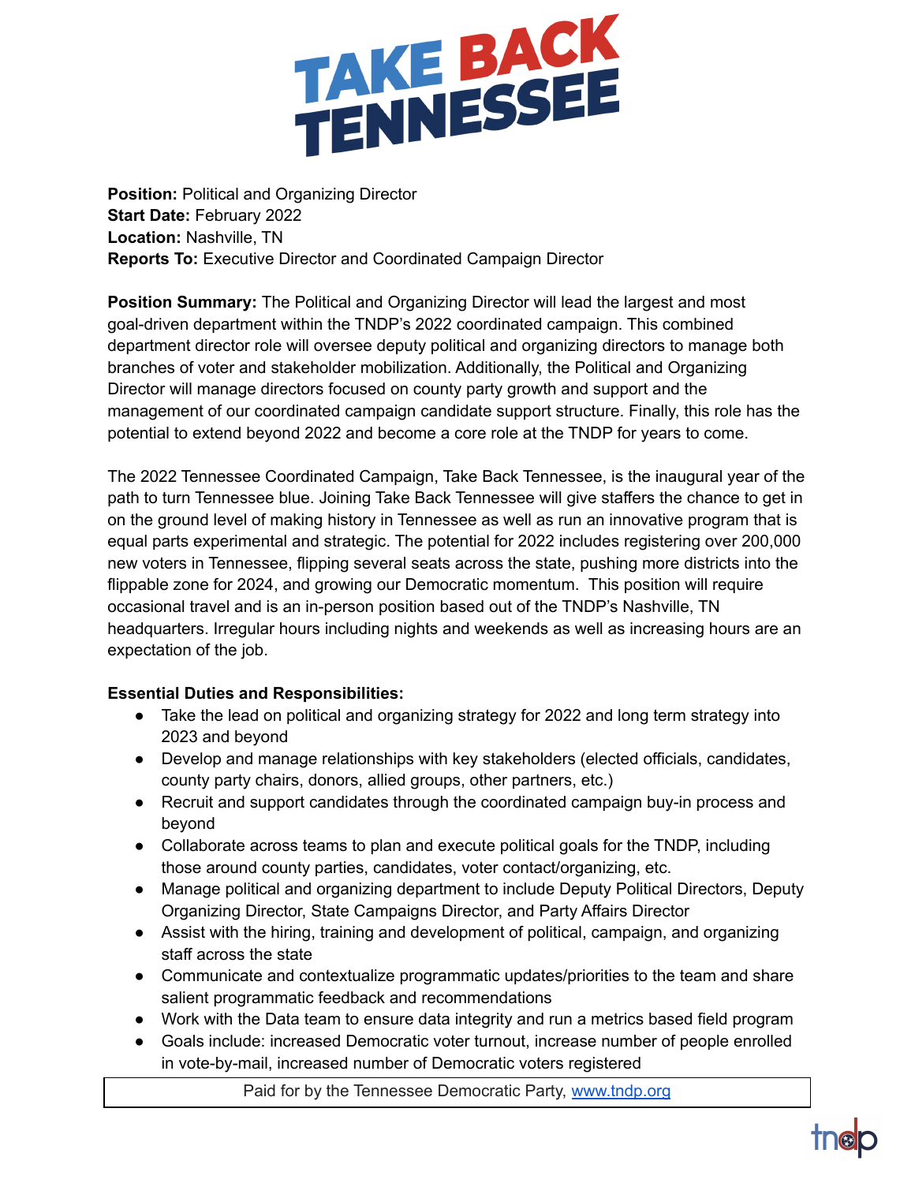# TAKE BACK TENNESSEE

**Position:** Political and Organizing Director
**Start Date:** February 2022
**Location:** Nashville, TN
**Reports To:** Executive Director and Coordinated Campaign Director

**Position Summary:** The Political and Organizing Director will lead the largest and most goal-driven department within the TNDP's 2022 coordinated campaign. This combined department director role will oversee deputy political and organizing directors to manage both branches of voter and stakeholder mobilization. Additionally, the Political and Organizing Director will manage directors focused on county party growth and support and the management of our coordinated campaign candidate support structure. Finally, this role has the potential to extend beyond 2022 and become a core role at the TNDP for years to come.

The 2022 Tennessee Coordinated Campaign, Take Back Tennessee, is the inaugural year of the path to turn Tennessee blue. Joining Take Back Tennessee will give staffers the chance to get in on the ground level of making history in Tennessee as well as run an innovative program that is equal parts experimental and strategic. The potential for 2022 includes registering over 200,000 new voters in Tennessee, flipping several seats across the state, pushing more districts into the flippable zone for 2024, and growing our Democratic momentum. This position will require occasional travel and is an in-person position based out of the TNDP's Nashville, TN headquarters. Irregular hours including nights and weekends as well as increasing hours are an expectation of the job.

**Essential Duties and Responsibilities:**

- Take the lead on political and organizing strategy for 2022 and long term strategy into 2023 and beyond
- Develop and manage relationships with key stakeholders (elected officials, candidates, county party chairs, donors, allied groups, other partners, etc.)
- Recruit and support candidates through the coordinated campaign buy-in process and beyond
- Collaborate across teams to plan and execute political goals for the TNDP, including those around county parties, candidates, voter contact/organizing, etc.
- Manage political and organizing department to include Deputy Political Directors, Deputy Organizing Director, State Campaigns Director, and Party Affairs Director
- Assist with the hiring, training and development of political, campaign, and organizing staff across the state
- Communicate and contextualize programmatic updates/priorities to the team and share salient programmatic feedback and recommendations
- Work with the Data team to ensure data integrity and run a metrics based field program
- Goals include: increased Democratic voter turnout, increase number of people enrolled in vote-by-mail, increased number of Democratic voters registered

Paid for by the Tennessee Democratic Party, www.tndp.org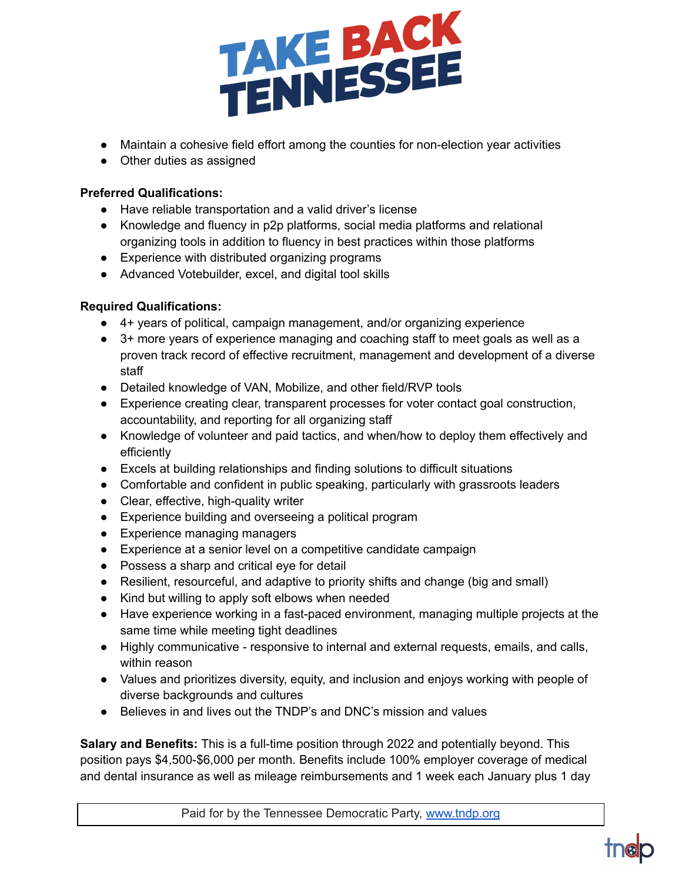- Maintain a cohesive field effort among the counties for non-election year activities
- Other duties as assigned

**Preferred Qualifications:**

- Have reliable transportation and a valid driver's license
- Knowledge and fluency in p2p platforms, social media platforms and relational organizing tools in addition to fluency in best practices within those platforms
- Experience with distributed organizing programs
- Advanced Votebuilder, excel, and digital tool skills

**Required Qualifications:**

- 4+ years of political, campaign management, and/or organizing experience
- 3+ more years of experience managing and coaching staff to meet goals as well as a proven track record of effective recruitment, management and development of a diverse staff
- Detailed knowledge of VAN, Mobilize, and other field/RVP tools
- Experience creating clear, transparent processes for voter contact goal construction, accountability, and reporting for all organizing staff
- Knowledge of volunteer and paid tactics, and when/how to deploy them effectively and efficiently
- Excels at building relationships and finding solutions to difficult situations
- Comfortable and confident in public speaking, particularly with grassroots leaders
- Clear, effective, high-quality writer
- Experience building and overseeing a political program
- Experience managing managers
- Experience at a senior level on a competitive candidate campaign
- Possess a sharp and critical eye for detail
- Resilient, resourceful, and adaptive to priority shifts and change (big and small)
- Kind but willing to apply soft elbows when needed
- Have experience working in a fast-paced environment, managing multiple projects at the same time while meeting tight deadlines
- Highly communicative - responsive to internal and external requests, emails, and calls, within reason
- Values and prioritizes diversity, equity, and inclusion and enjoys working with people of diverse backgrounds and cultures
- Believes in and lives out the TNDP's and DNC's mission and values

**Salary and Benefits:** This is a full-time position through 2022 and potentially beyond. This position pays $4,500-$6,000 per month. Benefits include 100% employer coverage of medical and dental insurance as well as mileage reimbursements and 1 week each January plus 1 day

Paid for by the Tennessee Democratic Party, www.tndp.org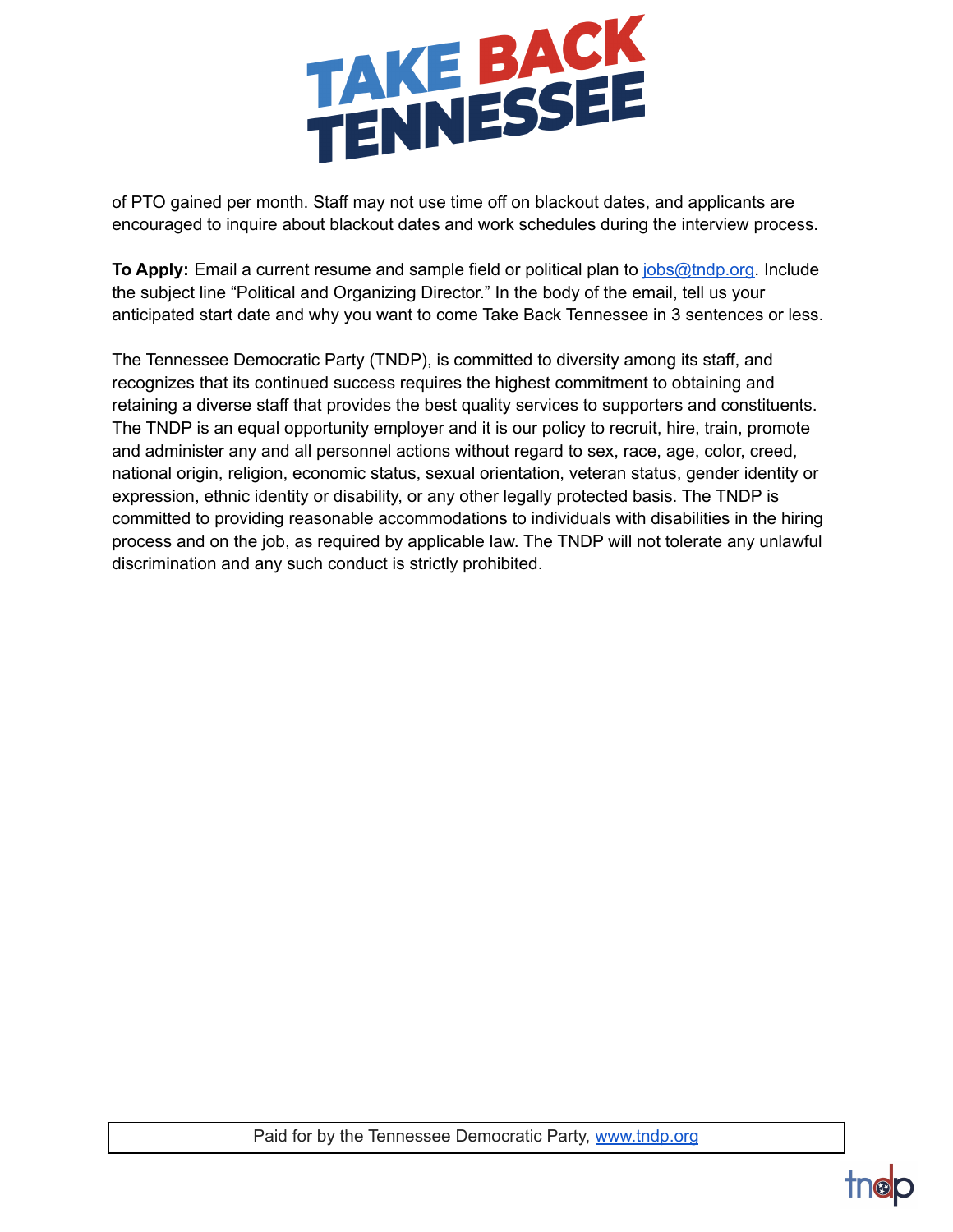of PTO gained per month. Staff may not use time off on blackout dates, and applicants are encouraged to inquire about blackout dates and work schedules during the interview process.

**To Apply:** Email a current resume and sample field or political plan to jobs@tndp.org. Include the subject line "Political and Organizing Director." In the body of the email, tell us your anticipated start date and why you want to come Take Back Tennessee in 3 sentences or less.

The Tennessee Democratic Party (TNDP), is committed to diversity among its staff, and recognizes that its continued success requires the highest commitment to obtaining and retaining a diverse staff that provides the best quality services to supporters and constituents. The TNDP is an equal opportunity employer and it is our policy to recruit, hire, train, promote and administer any and all personnel actions without regard to sex, race, age, color, creed, national origin, religion, economic status, sexual orientation, veteran status, gender identity or expression, ethnic identity or disability, or any other legally protected basis. The TNDP is committed to providing reasonable accommodations to individuals with disabilities in the hiring process and on the job, as required by applicable law. The TNDP will not tolerate any unlawful discrimination and any such conduct is strictly prohibited.

Paid for by the Tennessee Democratic Party, www.tndp.org